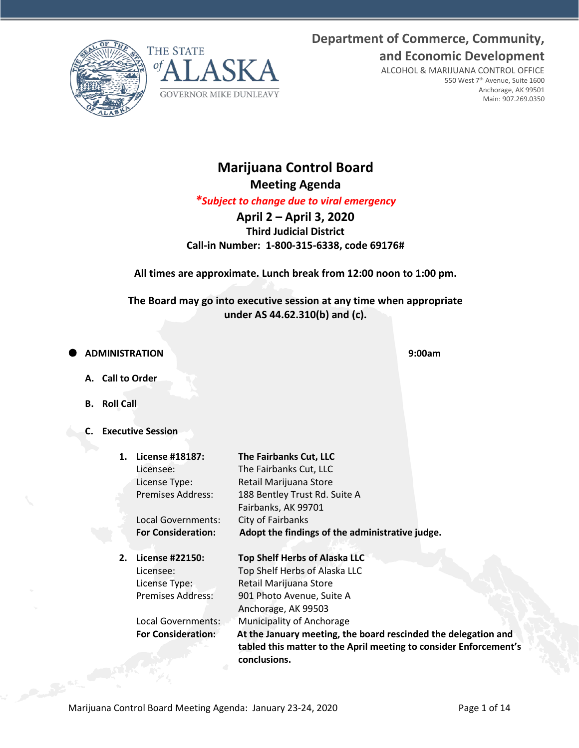The State of ALASKA
GOVERNOR MIKE DUNLEAVY

**Department of Commerce, Community, and Economic Development**
ALCOHOL & MARIJUANA CONTROL OFFICE
550 West 7th Avenue, Suite 1600
Anchorage, AK 99501
Main: 907.269.0350

# Marijuana Control Board

## Meeting Agenda

***Subject to change due to viral emergency***

**April 2 – April 3, 2020**
**Third Judicial District**
**Call-in Number: 1-800-315-6338, code 69176#**

**All times are approximate. Lunch break from 12:00 noon to 1:00 pm.**

**The Board may go into executive session at any time when appropriate under AS 44.62.310(b) and (c).**

- **ADMINISTRATION** **9:00am**

  **A. Call to Order**

  **B. Roll Call**

  **C. Executive Session**

  1. **License #18187:** **The Fairbanks Cut, LLC**
     Licensee: The Fairbanks Cut, LLC
     License Type: Retail Marijuana Store
     Premises Address: 188 Bentley Trust Rd. Suite A, Fairbanks, AK 99701
     Local Governments: City of Fairbanks
     **For Consideration:** **Adopt the findings of the administrative judge.**

  2. **License #22150:** **Top Shelf Herbs of Alaska LLC**
     Licensee: Top Shelf Herbs of Alaska LLC
     License Type: Retail Marijuana Store
     Premises Address: 901 Photo Avenue, Suite A, Anchorage, AK 99503
     Local Governments: Municipality of Anchorage
     **For Consideration:** **At the January meeting, the board rescinded the delegation and tabled this matter to the April meeting to consider Enforcement's conclusions.**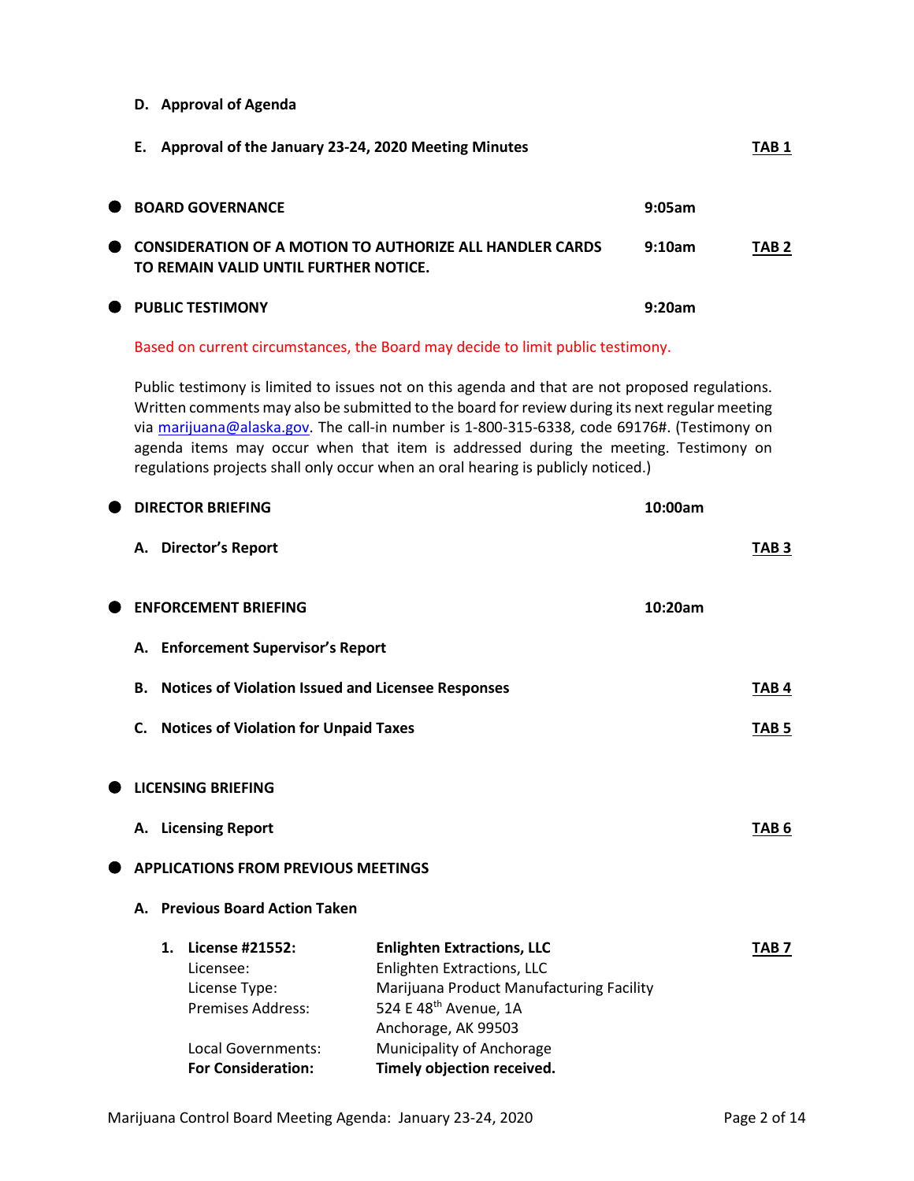**D. Approval of Agenda**

**E. Approval of the January 23-24, 2020 Meeting Minutes** — **TAB 1**

- **BOARD GOVERNANCE** — **9:05am**

- **CONSIDERATION OF A MOTION TO AUTHORIZE ALL HANDLER CARDS TO REMAIN VALID UNTIL FURTHER NOTICE.** — **9:10am** — **TAB 2**

- **PUBLIC TESTIMONY** — **9:20am**

Based on current circumstances, the Board may decide to limit public testimony.

Public testimony is limited to issues not on this agenda and that are not proposed regulations. Written comments may also be submitted to the board for review during its next regular meeting via marijuana@alaska.gov. The call-in number is 1-800-315-6338, code 69176#. (Testimony on agenda items may occur when that item is addressed during the meeting. Testimony on regulations projects shall only occur when an oral hearing is publicly noticed.)

- **DIRECTOR BRIEFING** — **10:00am**

**A. Director's Report** — **TAB 3**

- **ENFORCEMENT BRIEFING** — **10:20am**

**A. Enforcement Supervisor's Report**

**B. Notices of Violation Issued and Licensee Responses** — **TAB 4**

**C. Notices of Violation for Unpaid Taxes** — **TAB 5**

- **LICENSING BRIEFING**

**A. Licensing Report** — **TAB 6**

- **APPLICATIONS FROM PREVIOUS MEETINGS**

**A. Previous Board Action Taken**

1. **License #21552:** **Enlighten Extractions, LLC** — **TAB 7**
   - Licensee: Enlighten Extractions, LLC
   - License Type: Marijuana Product Manufacturing Facility
   - Premises Address: 524 E 48th Avenue, 1A, Anchorage, AK 99503
   - Local Governments: Municipality of Anchorage
   - **For Consideration:** **Timely objection received.**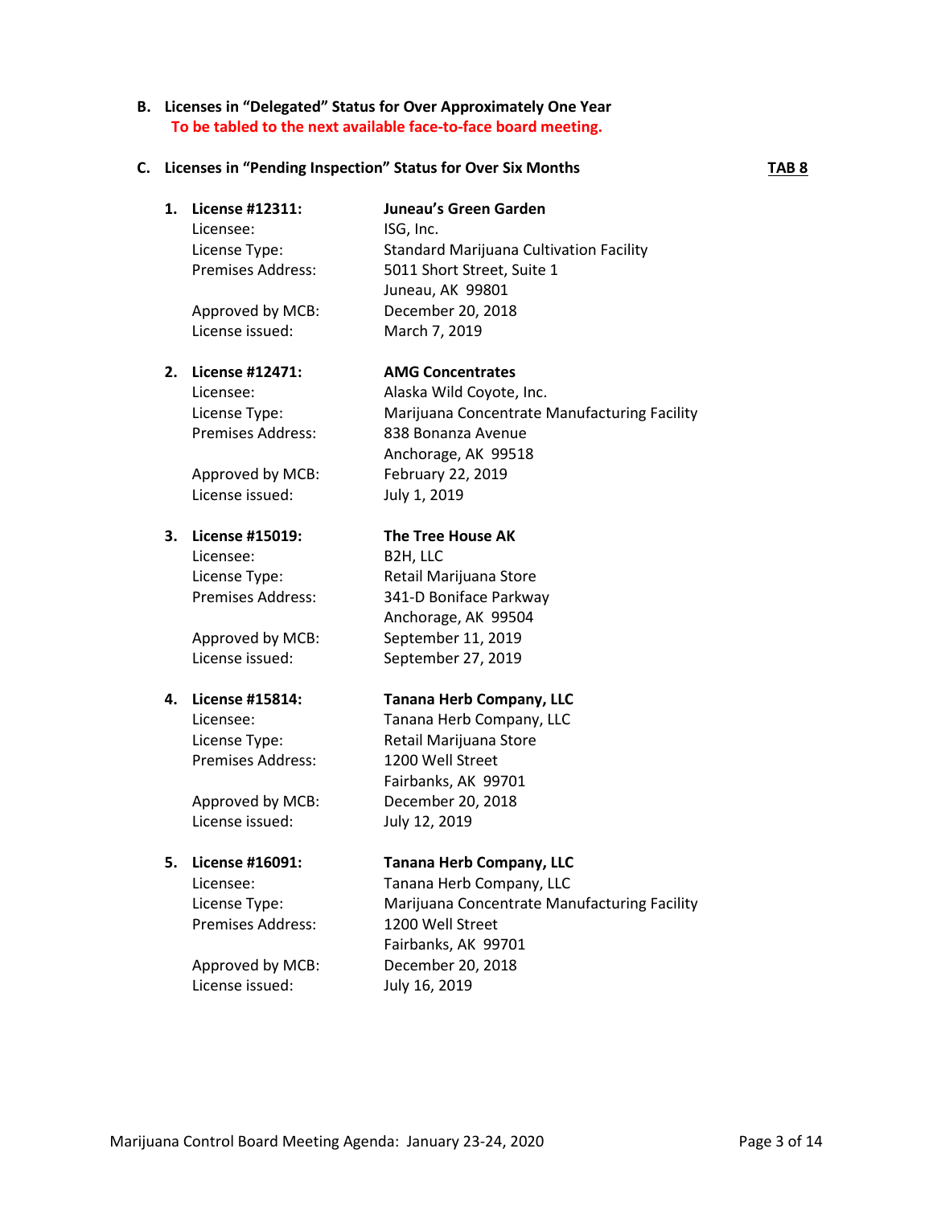**B. Licenses in "Delegated" Status for Over Approximately One Year**

**To be tabled to the next available face-to-face board meeting.**

**C. Licenses in "Pending Inspection" Status for Over Six Months** **TAB 8**

1. **License #12311:** **Juneau's Green Garden**
   Licensee: ISG, Inc.
   License Type: Standard Marijuana Cultivation Facility
   Premises Address: 5011 Short Street, Suite 1
   Juneau, AK 99801
   Approved by MCB: December 20, 2018
   License issued: March 7, 2019

2. **License #12471:** **AMG Concentrates**
   Licensee: Alaska Wild Coyote, Inc.
   License Type: Marijuana Concentrate Manufacturing Facility
   Premises Address: 838 Bonanza Avenue
   Anchorage, AK 99518
   Approved by MCB: February 22, 2019
   License issued: July 1, 2019

3. **License #15019:** **The Tree House AK**
   Licensee: B2H, LLC
   License Type: Retail Marijuana Store
   Premises Address: 341-D Boniface Parkway
   Anchorage, AK 99504
   Approved by MCB: September 11, 2019
   License issued: September 27, 2019

4. **License #15814:** **Tanana Herb Company, LLC**
   Licensee: Tanana Herb Company, LLC
   License Type: Retail Marijuana Store
   Premises Address: 1200 Well Street
   Fairbanks, AK 99701
   Approved by MCB: December 20, 2018
   License issued: July 12, 2019

5. **License #16091:** **Tanana Herb Company, LLC**
   Licensee: Tanana Herb Company, LLC
   License Type: Marijuana Concentrate Manufacturing Facility
   Premises Address: 1200 Well Street
   Fairbanks, AK 99701
   Approved by MCB: December 20, 2018
   License issued: July 16, 2019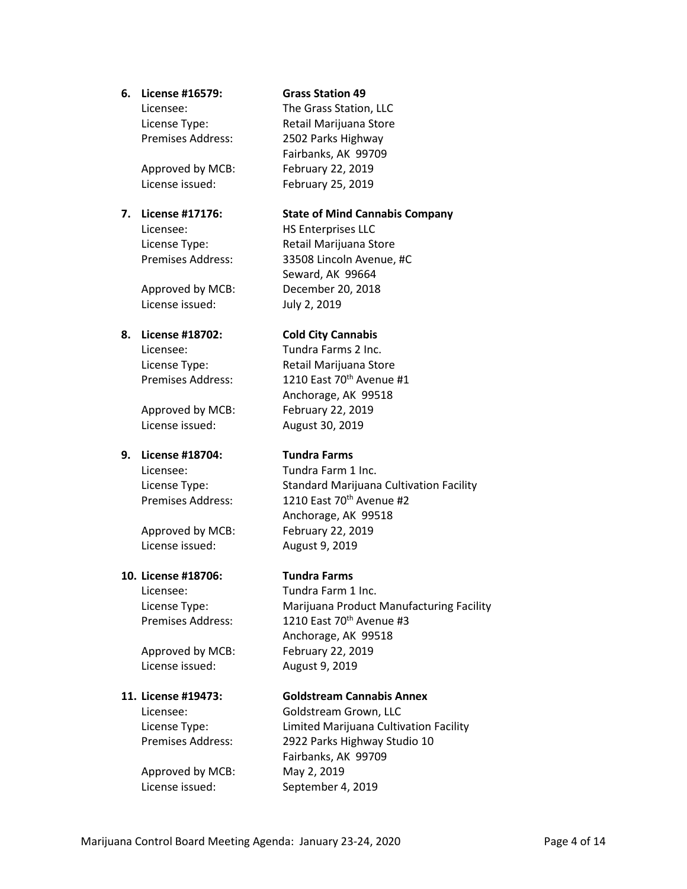6. **License #16579: Grass Station 49**

   Licensee: The Grass Station, LLC
   License Type: Retail Marijuana Store
   Premises Address: 2502 Parks Highway
   Fairbanks, AK 99709
   Approved by MCB: February 22, 2019
   License issued: February 25, 2019

7. **License #17176: State of Mind Cannabis Company**

   Licensee: HS Enterprises LLC
   License Type: Retail Marijuana Store
   Premises Address: 33508 Lincoln Avenue, #C
   Seward, AK 99664
   Approved by MCB: December 20, 2018
   License issued: July 2, 2019

8. **License #18702: Cold City Cannabis**

   Licensee: Tundra Farms 2 Inc.
   License Type: Retail Marijuana Store
   Premises Address: 1210 East 70th Avenue #1
   Anchorage, AK 99518
   Approved by MCB: February 22, 2019
   License issued: August 30, 2019

9. **License #18704: Tundra Farms**

   Licensee: Tundra Farm 1 Inc.
   License Type: Standard Marijuana Cultivation Facility
   Premises Address: 1210 East 70th Avenue #2
   Anchorage, AK 99518
   Approved by MCB: February 22, 2019
   License issued: August 9, 2019

10. **License #18706: Tundra Farms**

    Licensee: Tundra Farm 1 Inc.
    License Type: Marijuana Product Manufacturing Facility
    Premises Address: 1210 East 70th Avenue #3
    Anchorage, AK 99518
    Approved by MCB: February 22, 2019
    License issued: August 9, 2019

11. **License #19473: Goldstream Cannabis Annex**

    Licensee: Goldstream Grown, LLC
    License Type: Limited Marijuana Cultivation Facility
    Premises Address: 2922 Parks Highway Studio 10
    Fairbanks, AK 99709
    Approved by MCB: May 2, 2019
    License issued: September 4, 2019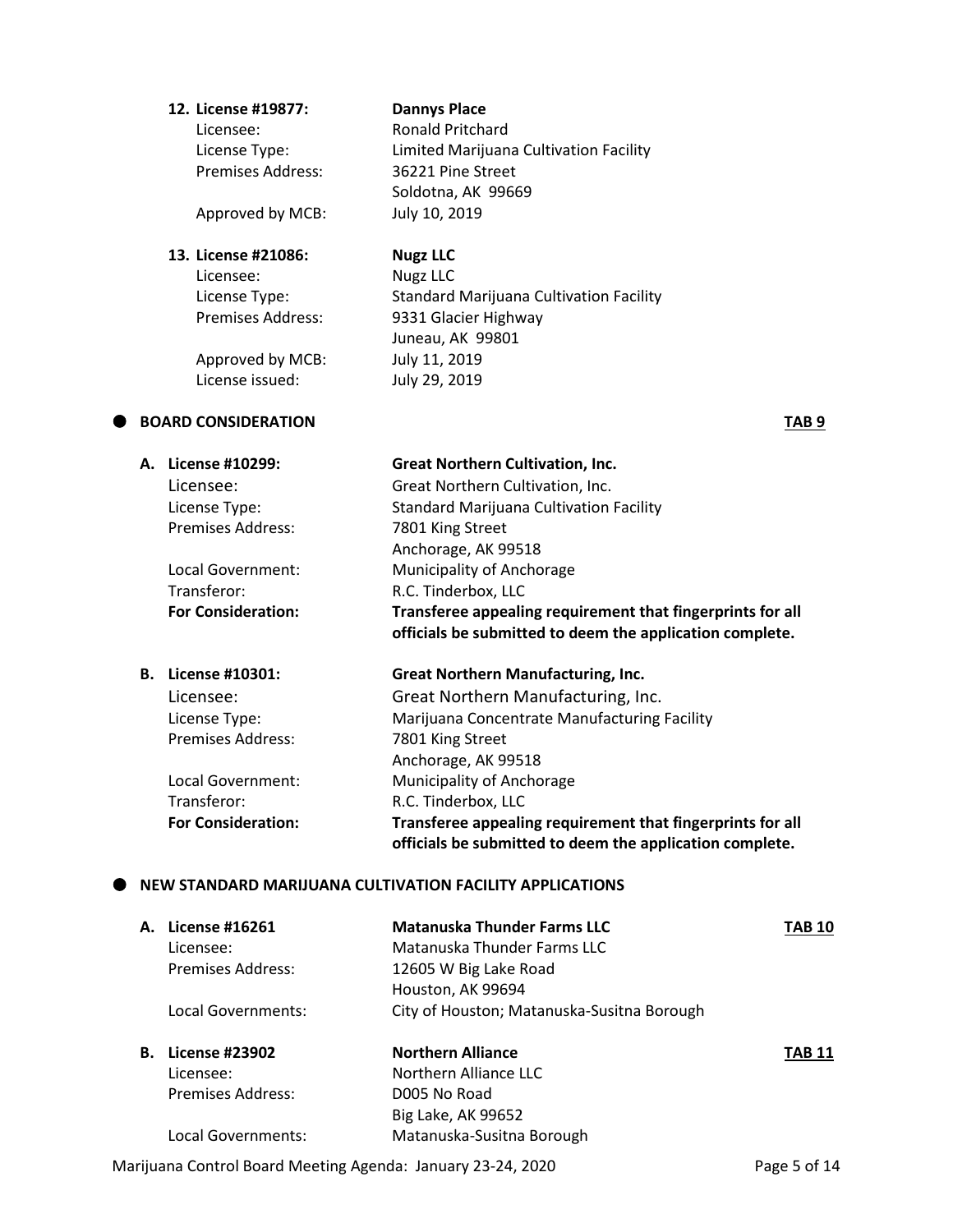12. **License #19877:** **Dannys Place**
    Licensee: Ronald Pritchard
    License Type: Limited Marijuana Cultivation Facility
    Premises Address: 36221 Pine Street
    Soldotna, AK 99669
    Approved by MCB: July 10, 2019

13. **License #21086:** **Nugz LLC**
    Licensee: Nugz LLC
    License Type: Standard Marijuana Cultivation Facility
    Premises Address: 9331 Glacier Highway
    Juneau, AK 99801
    Approved by MCB: July 11, 2019
    License issued: July 29, 2019

## ● BOARD CONSIDERATION **TAB 9**

**A. License #10299:** **Great Northern Cultivation, Inc.**
Licensee: Great Northern Cultivation, Inc.
License Type: Standard Marijuana Cultivation Facility
Premises Address: 7801 King Street
Anchorage, AK 99518
Local Government: Municipality of Anchorage
Transferor: R.C. Tinderbox, LLC
**For Consideration:** **Transferee appealing requirement that fingerprints for all officials be submitted to deem the application complete.**

**B. License #10301:** **Great Northern Manufacturing, Inc.**
Licensee: Great Northern Manufacturing, Inc.
License Type: Marijuana Concentrate Manufacturing Facility
Premises Address: 7801 King Street
Anchorage, AK 99518
Local Government: Municipality of Anchorage
Transferor: R.C. Tinderbox, LLC
**For Consideration:** **Transferee appealing requirement that fingerprints for all officials be submitted to deem the application complete.**

## ● NEW STANDARD MARIJUANA CULTIVATION FACILITY APPLICATIONS

**A. License #16261** **Matanuska Thunder Farms LLC** **TAB 10**
Licensee: Matanuska Thunder Farms LLC
Premises Address: 12605 W Big Lake Road
Houston, AK 99694
Local Governments: City of Houston; Matanuska-Susitna Borough

**B. License #23902** **Northern Alliance** **TAB 11**
Licensee: Northern Alliance LLC
Premises Address: D005 No Road
Big Lake, AK 99652
Local Governments: Matanuska-Susitna Borough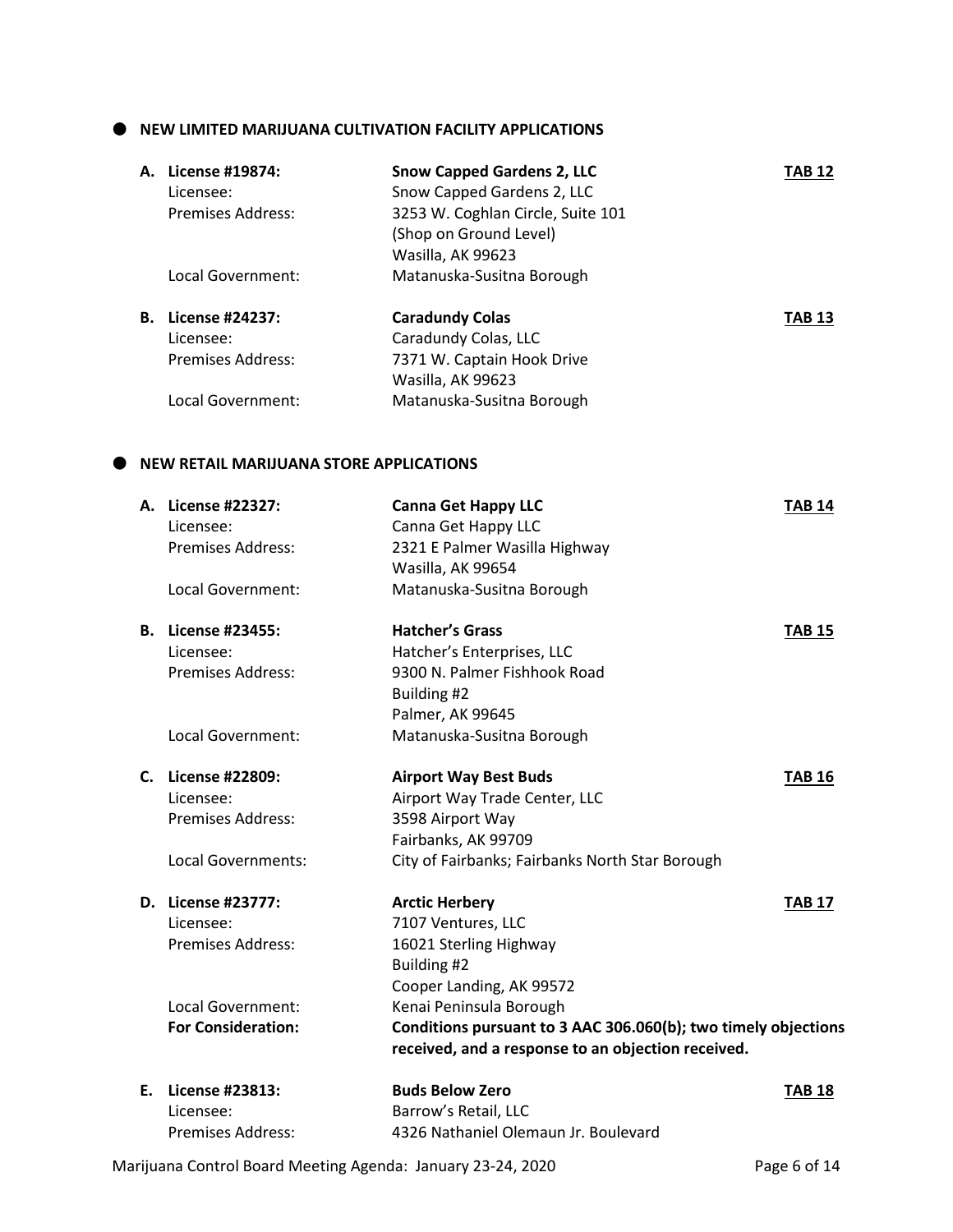## NEW LIMITED MARIJUANA CULTIVATION FACILITY APPLICATIONS

**A. License #19874:** **Snow Capped Gardens 2, LLC** **TAB 12**
Licensee: Snow Capped Gardens 2, LLC
Premises Address: 3253 W. Coghlan Circle, Suite 101
(Shop on Ground Level)
Wasilla, AK 99623
Local Government: Matanuska-Susitna Borough

**B. License #24237:** **Caradundy Colas** **TAB 13**
Licensee: Caradundy Colas, LLC
Premises Address: 7371 W. Captain Hook Drive
Wasilla, AK 99623
Local Government: Matanuska-Susitna Borough

## NEW RETAIL MARIJUANA STORE APPLICATIONS

**A. License #22327:** **Canna Get Happy LLC** **TAB 14**
Licensee: Canna Get Happy LLC
Premises Address: 2321 E Palmer Wasilla Highway
Wasilla, AK 99654
Local Government: Matanuska-Susitna Borough

**B. License #23455:** **Hatcher's Grass** **TAB 15**
Licensee: Hatcher's Enterprises, LLC
Premises Address: 9300 N. Palmer Fishhook Road
Building #2
Palmer, AK 99645
Local Government: Matanuska-Susitna Borough

**C. License #22809:** **Airport Way Best Buds** **TAB 16**
Licensee: Airport Way Trade Center, LLC
Premises Address: 3598 Airport Way
Fairbanks, AK 99709
Local Governments: City of Fairbanks; Fairbanks North Star Borough

**D. License #23777:** **Arctic Herbery** **TAB 17**
Licensee: 7107 Ventures, LLC
Premises Address: 16021 Sterling Highway
Building #2
Cooper Landing, AK 99572
Local Government: Kenai Peninsula Borough
**For Consideration:** **Conditions pursuant to 3 AAC 306.060(b); two timely objections received, and a response to an objection received.**

**E. License #23813:** **Buds Below Zero** **TAB 18**
Licensee: Barrow's Retail, LLC
Premises Address: 4326 Nathaniel Olemaun Jr. Boulevard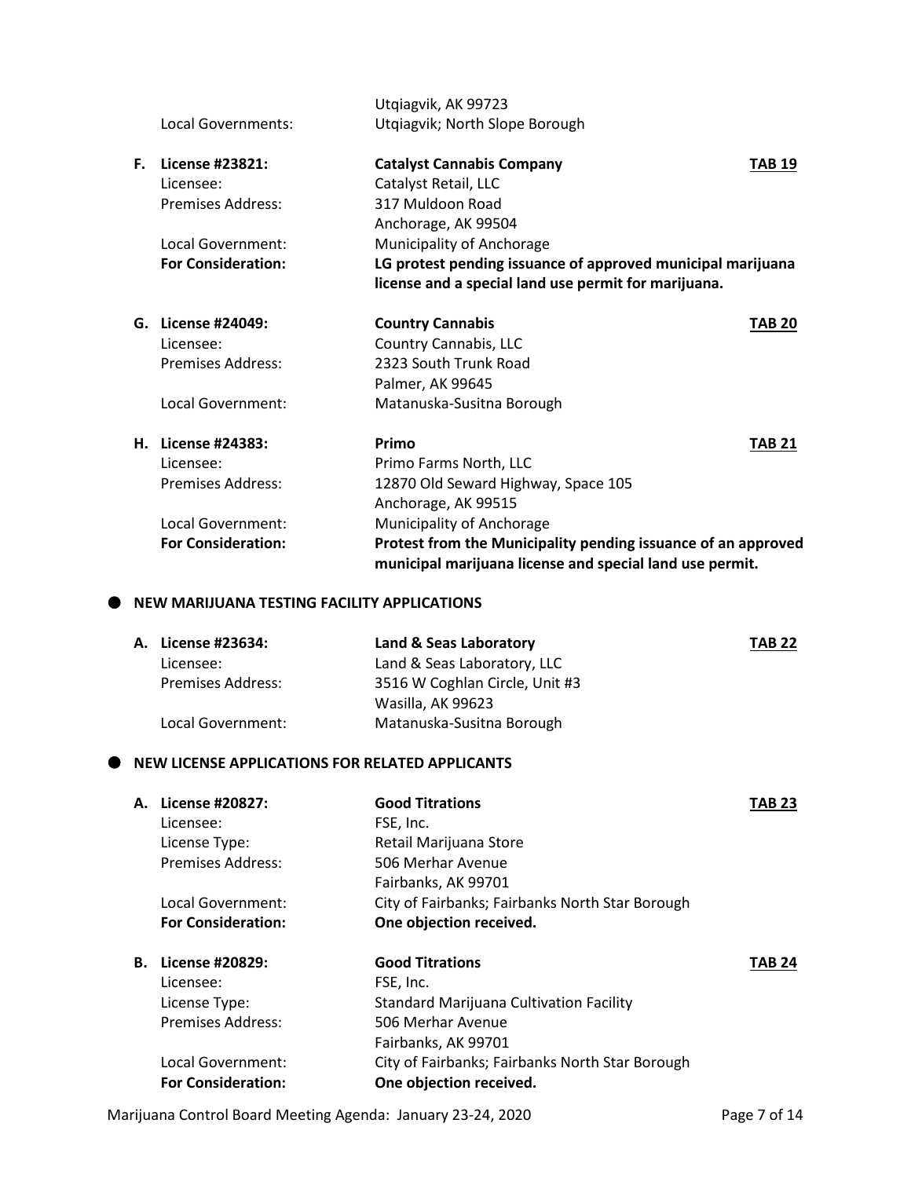| | | |
|---|---|---|
| | Utqiagvik, AK 99723 | |
| Local Governments: | Utqiagvik; North Slope Borough | |

| | | |
|---|---|---|
| **F. License #23821:** | **Catalyst Cannabis Company** | **TAB 19** |
| Licensee: | Catalyst Retail, LLC | |
| Premises Address: | 317 Muldoon Road<br>Anchorage, AK 99504 | |
| Local Government: | Municipality of Anchorage | |
| **For Consideration:** | **LG protest pending issuance of approved municipal marijuana license and a special land use permit for marijuana.** | |

| | | |
|---|---|---|
| **G. License #24049:** | **Country Cannabis** | **TAB 20** |
| Licensee: | Country Cannabis, LLC | |
| Premises Address: | 2323 South Trunk Road<br>Palmer, AK 99645 | |
| Local Government: | Matanuska-Susitna Borough | |

| | | |
|---|---|---|
| **H. License #24383:** | **Primo** | **TAB 21** |
| Licensee: | Primo Farms North, LLC | |
| Premises Address: | 12870 Old Seward Highway, Space 105<br>Anchorage, AK 99515 | |
| Local Government: | Municipality of Anchorage | |
| **For Consideration:** | **Protest from the Municipality pending issuance of an approved municipal marijuana license and special land use permit.** | |

## NEW MARIJUANA TESTING FACILITY APPLICATIONS

| | | |
|---|---|---|
| **A. License #23634:** | **Land & Seas Laboratory** | **TAB 22** |
| Licensee: | Land & Seas Laboratory, LLC | |
| Premises Address: | 3516 W Coghlan Circle, Unit #3<br>Wasilla, AK 99623 | |
| Local Government: | Matanuska-Susitna Borough | |

## NEW LICENSE APPLICATIONS FOR RELATED APPLICANTS

| | | |
|---|---|---|
| **A. License #20827:** | **Good Titrations** | **TAB 23** |
| Licensee: | FSE, Inc. | |
| License Type: | Retail Marijuana Store | |
| Premises Address: | 506 Merhar Avenue<br>Fairbanks, AK 99701 | |
| Local Government: | City of Fairbanks; Fairbanks North Star Borough | |
| **For Consideration:** | **One objection received.** | |

| | | |
|---|---|---|
| **B. License #20829:** | **Good Titrations** | **TAB 24** |
| Licensee: | FSE, Inc. | |
| License Type: | Standard Marijuana Cultivation Facility | |
| Premises Address: | 506 Merhar Avenue<br>Fairbanks, AK 99701 | |
| Local Government: | City of Fairbanks; Fairbanks North Star Borough | |
| **For Consideration:** | **One objection received.** | |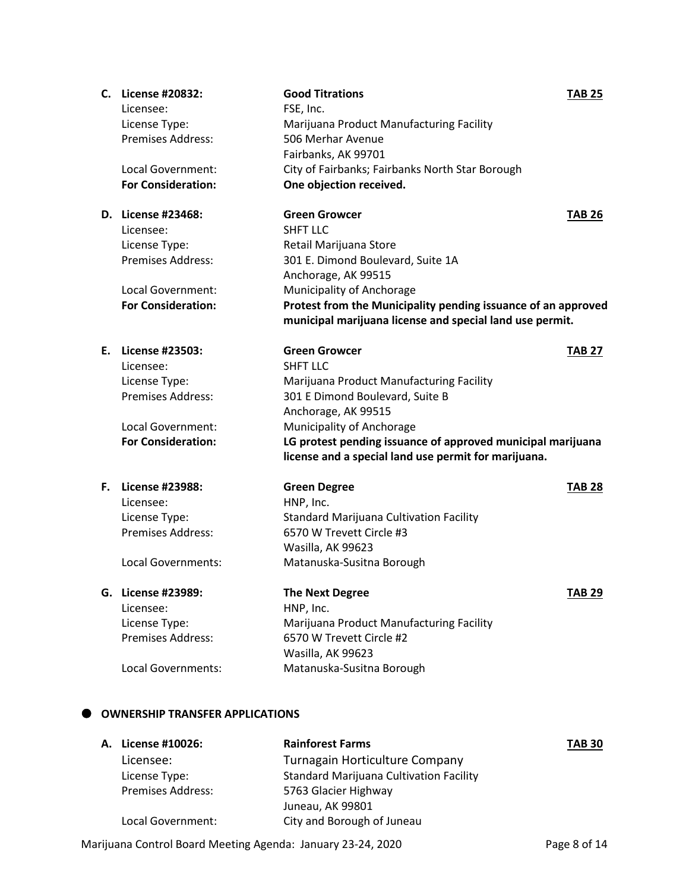**C. License #20832:** **Good Titrations** **TAB 25**

Licensee: FSE, Inc.
License Type: Marijuana Product Manufacturing Facility
Premises Address: 506 Merhar Avenue
Fairbanks, AK 99701
Local Government: City of Fairbanks; Fairbanks North Star Borough
**For Consideration:** **One objection received.**

**D. License #23468:** **Green Growcer** **TAB 26**

Licensee: SHFT LLC
License Type: Retail Marijuana Store
Premises Address: 301 E. Dimond Boulevard, Suite 1A
Anchorage, AK 99515
Local Government: Municipality of Anchorage
**For Consideration:** **Protest from the Municipality pending issuance of an approved municipal marijuana license and special land use permit.**

**E. License #23503:** **Green Growcer** **TAB 27**

Licensee: SHFT LLC
License Type: Marijuana Product Manufacturing Facility
Premises Address: 301 E Dimond Boulevard, Suite B
Anchorage, AK 99515
Local Government: Municipality of Anchorage
**For Consideration:** **LG protest pending issuance of approved municipal marijuana license and a special land use permit for marijuana.**

**F. License #23988:** **Green Degree** **TAB 28**

Licensee: HNP, Inc.
License Type: Standard Marijuana Cultivation Facility
Premises Address: 6570 W Trevett Circle #3
Wasilla, AK 99623
Local Governments: Matanuska-Susitna Borough

**G. License #23989:** **The Next Degree** **TAB 29**

Licensee: HNP, Inc.
License Type: Marijuana Product Manufacturing Facility
Premises Address: 6570 W Trevett Circle #2
Wasilla, AK 99623
Local Governments: Matanuska-Susitna Borough

## OWNERSHIP TRANSFER APPLICATIONS

**A. License #10026:** **Rainforest Farms** **TAB 30**

Licensee: Turnagain Horticulture Company
License Type: Standard Marijuana Cultivation Facility
Premises Address: 5763 Glacier Highway
Juneau, AK 99801
Local Government: City and Borough of Juneau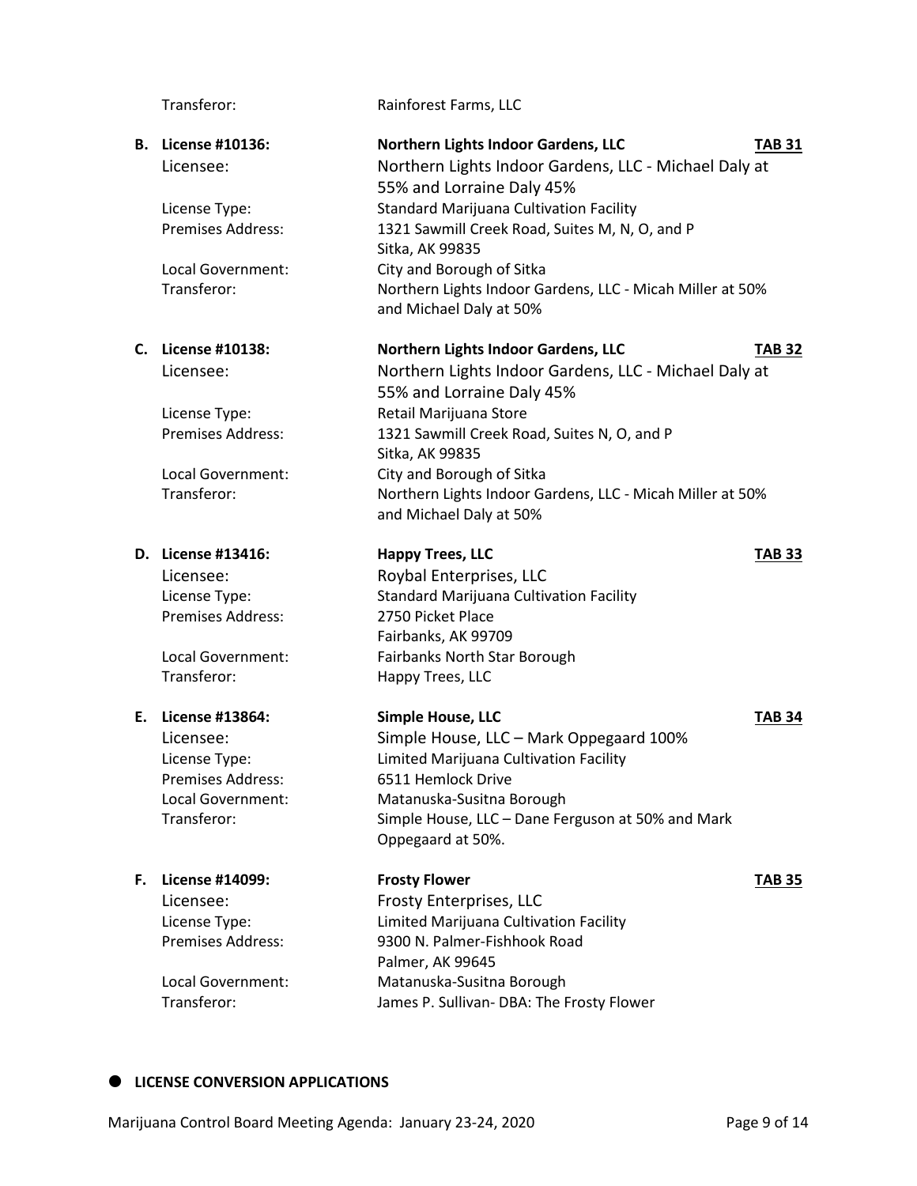Transferor: Rainforest Farms, LLC

**B. License #10136:** **Northern Lights Indoor Gardens, LLC** **TAB 31**

Licensee: Northern Lights Indoor Gardens, LLC - Michael Daly at 55% and Lorraine Daly 45%
License Type: Standard Marijuana Cultivation Facility
Premises Address: 1321 Sawmill Creek Road, Suites M, N, O, and P
Sitka, AK 99835
Local Government: City and Borough of Sitka
Transferor: Northern Lights Indoor Gardens, LLC - Micah Miller at 50% and Michael Daly at 50%

**C. License #10138:** **Northern Lights Indoor Gardens, LLC** **TAB 32**

Licensee: Northern Lights Indoor Gardens, LLC - Michael Daly at 55% and Lorraine Daly 45%
License Type: Retail Marijuana Store
Premises Address: 1321 Sawmill Creek Road, Suites N, O, and P
Sitka, AK 99835
Local Government: City and Borough of Sitka
Transferor: Northern Lights Indoor Gardens, LLC - Micah Miller at 50% and Michael Daly at 50%

**D. License #13416:** **Happy Trees, LLC** **TAB 33**

Licensee: Roybal Enterprises, LLC
License Type: Standard Marijuana Cultivation Facility
Premises Address: 2750 Picket Place
Fairbanks, AK 99709
Local Government: Fairbanks North Star Borough
Transferor: Happy Trees, LLC

**E. License #13864:** **Simple House, LLC** **TAB 34**

Licensee: Simple House, LLC – Mark Oppegaard 100%
License Type: Limited Marijuana Cultivation Facility
Premises Address: 6511 Hemlock Drive
Local Government: Matanuska-Susitna Borough
Transferor: Simple House, LLC – Dane Ferguson at 50% and Mark Oppegaard at 50%.

**F. License #14099:** **Frosty Flower** **TAB 35**

Licensee: Frosty Enterprises, LLC
License Type: Limited Marijuana Cultivation Facility
Premises Address: 9300 N. Palmer-Fishhook Road
Palmer, AK 99645
Local Government: Matanuska-Susitna Borough
Transferor: James P. Sullivan- DBA: The Frosty Flower

- **LICENSE CONVERSION APPLICATIONS**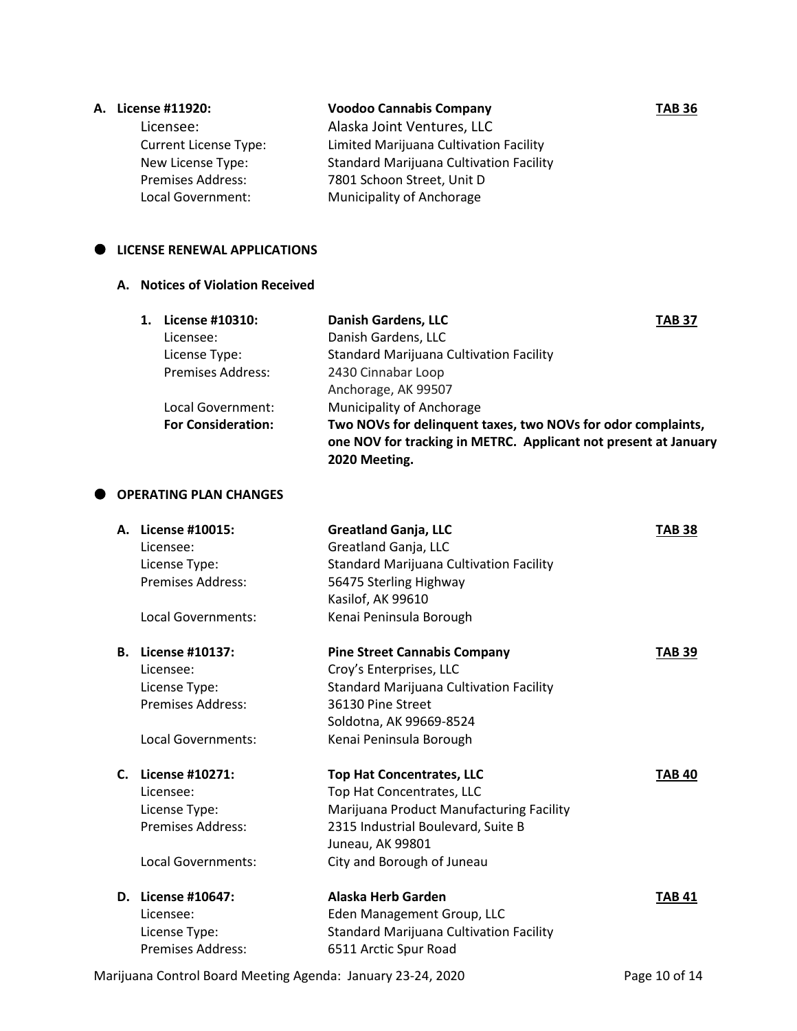**A. License #11920: Voodoo Cannabis Company** **TAB 36**

Licensee: Alaska Joint Ventures, LLC
Current License Type: Limited Marijuana Cultivation Facility
New License Type: Standard Marijuana Cultivation Facility
Premises Address: 7801 Schoon Street, Unit D
Local Government: Municipality of Anchorage

## LICENSE RENEWAL APPLICATIONS

### A. Notices of Violation Received

**1. License #10310: Danish Gardens, LLC** **TAB 37**

Licensee: Danish Gardens, LLC
License Type: Standard Marijuana Cultivation Facility
Premises Address: 2430 Cinnabar Loop
Anchorage, AK 99507
Local Government: Municipality of Anchorage
**For Consideration: Two NOVs for delinquent taxes, two NOVs for odor complaints, one NOV for tracking in METRC. Applicant not present at January 2020 Meeting.**

## OPERATING PLAN CHANGES

**A. License #10015: Greatland Ganja, LLC** **TAB 38**

Licensee: Greatland Ganja, LLC
License Type: Standard Marijuana Cultivation Facility
Premises Address: 56475 Sterling Highway
Kasilof, AK 99610
Local Governments: Kenai Peninsula Borough

**B. License #10137: Pine Street Cannabis Company** **TAB 39**

Licensee: Croy's Enterprises, LLC
License Type: Standard Marijuana Cultivation Facility
Premises Address: 36130 Pine Street
Soldotna, AK 99669-8524
Local Governments: Kenai Peninsula Borough

**C. License #10271: Top Hat Concentrates, LLC** **TAB 40**

Licensee: Top Hat Concentrates, LLC
License Type: Marijuana Product Manufacturing Facility
Premises Address: 2315 Industrial Boulevard, Suite B
Juneau, AK 99801
Local Governments: City and Borough of Juneau

**D. License #10647: Alaska Herb Garden** **TAB 41**

Licensee: Eden Management Group, LLC
License Type: Standard Marijuana Cultivation Facility
Premises Address: 6511 Arctic Spur Road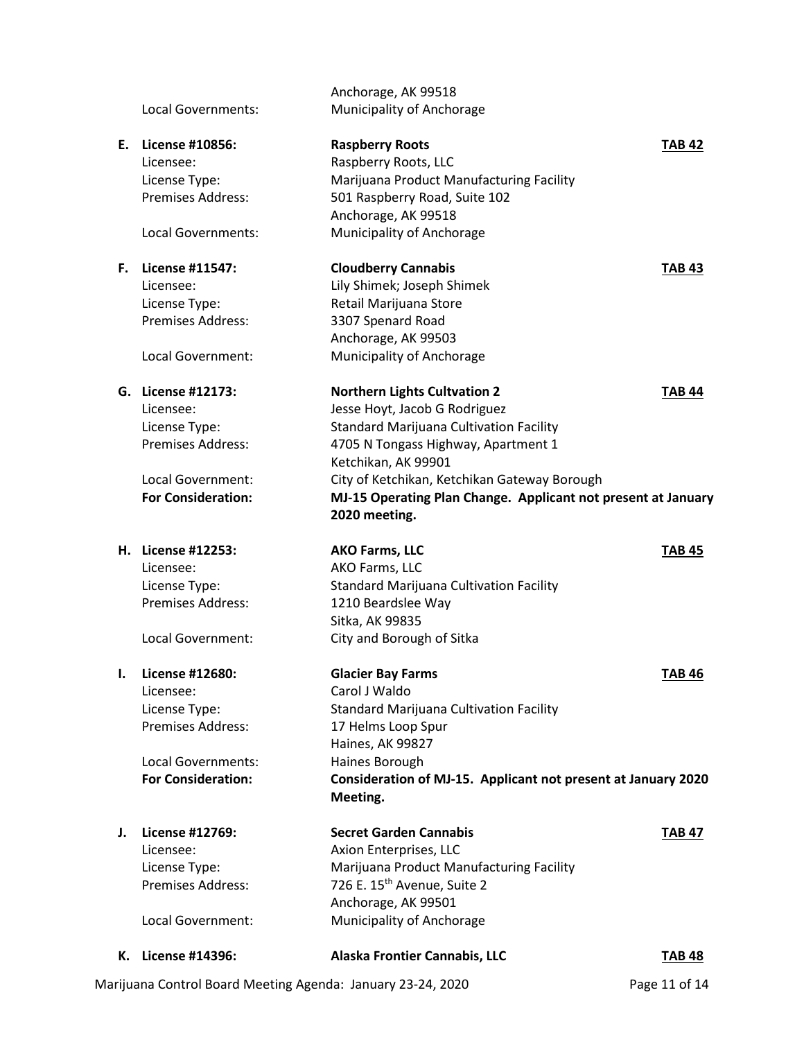| | | | |
|---|---|---|---|
| | | Anchorage, AK 99518 | |
| | Local Governments: | Municipality of Anchorage | |
| **E.** | **License #10856:** | **Raspberry Roots** | **TAB 42** |
| | Licensee: | Raspberry Roots, LLC | |
| | License Type: | Marijuana Product Manufacturing Facility | |
| | Premises Address: | 501 Raspberry Road, Suite 102<br>Anchorage, AK 99518 | |
| | Local Governments: | Municipality of Anchorage | |
| **F.** | **License #11547:** | **Cloudberry Cannabis** | **TAB 43** |
| | Licensee: | Lily Shimek; Joseph Shimek | |
| | License Type: | Retail Marijuana Store | |
| | Premises Address: | 3307 Spenard Road<br>Anchorage, AK 99503 | |
| | Local Government: | Municipality of Anchorage | |
| **G.** | **License #12173:** | **Northern Lights Cultvation 2** | **TAB 44** |
| | Licensee: | Jesse Hoyt, Jacob G Rodriguez | |
| | License Type: | Standard Marijuana Cultivation Facility | |
| | Premises Address: | 4705 N Tongass Highway, Apartment 1<br>Ketchikan, AK 99901 | |
| | Local Government: | City of Ketchikan, Ketchikan Gateway Borough | |
| | **For Consideration:** | **MJ-15 Operating Plan Change. Applicant not present at January 2020 meeting.** | |
| **H.** | **License #12253:** | **AKO Farms, LLC** | **TAB 45** |
| | Licensee: | AKO Farms, LLC | |
| | License Type: | Standard Marijuana Cultivation Facility | |
| | Premises Address: | 1210 Beardslee Way<br>Sitka, AK 99835 | |
| | Local Government: | City and Borough of Sitka | |
| **I.** | **License #12680:** | **Glacier Bay Farms** | **TAB 46** |
| | Licensee: | Carol J Waldo | |
| | License Type: | Standard Marijuana Cultivation Facility | |
| | Premises Address: | 17 Helms Loop Spur<br>Haines, AK 99827 | |
| | Local Governments: | Haines Borough | |
| | **For Consideration:** | **Consideration of MJ-15. Applicant not present at January 2020 Meeting.** | |
| **J.** | **License #12769:** | **Secret Garden Cannabis** | **TAB 47** |
| | Licensee: | Axion Enterprises, LLC | |
| | License Type: | Marijuana Product Manufacturing Facility | |
| | Premises Address: | 726 E. 15th Avenue, Suite 2<br>Anchorage, AK 99501 | |
| | Local Government: | Municipality of Anchorage | |
| **K.** | **License #14396:** | **Alaska Frontier Cannabis, LLC** | **TAB 48** |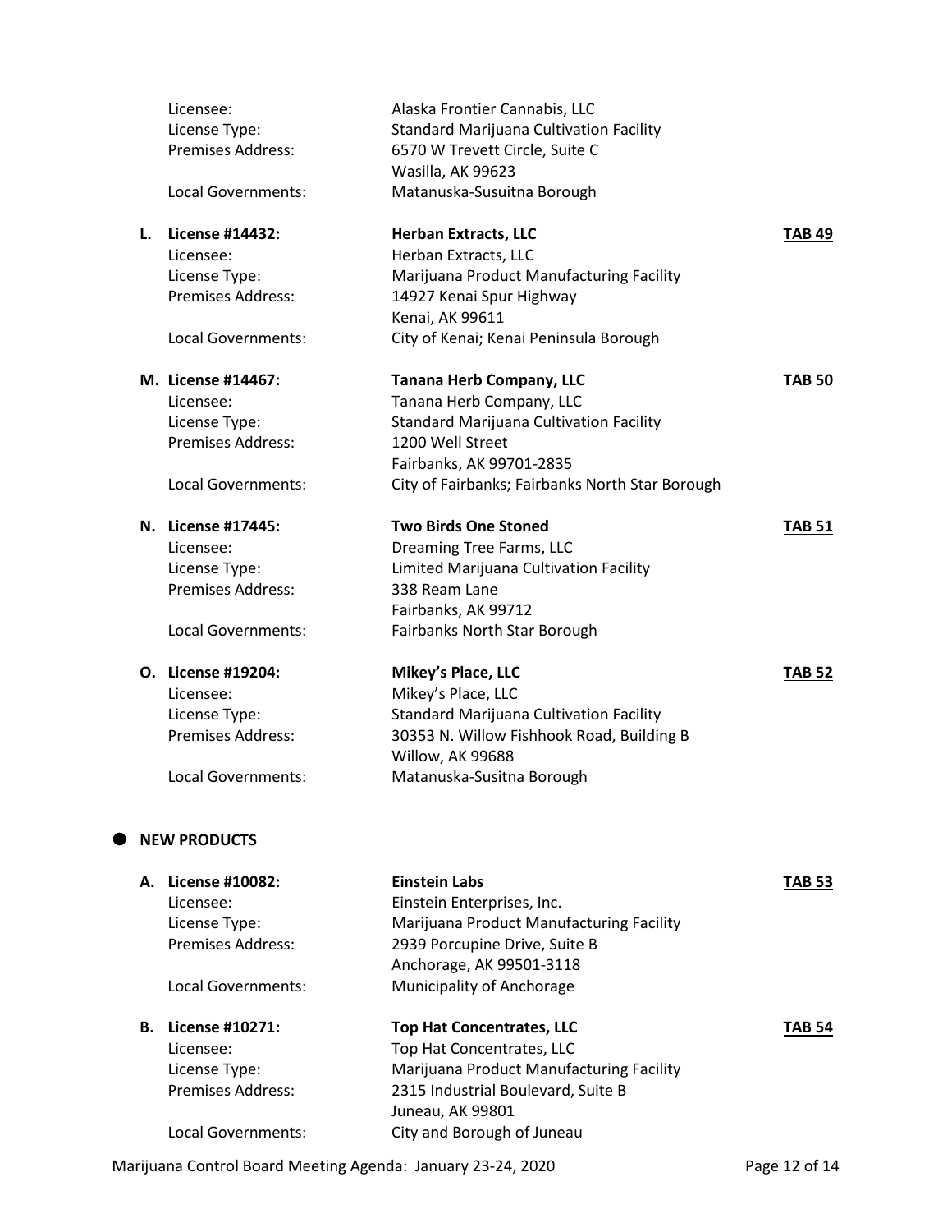Licensee: Alaska Frontier Cannabis, LLC
License Type: Standard Marijuana Cultivation Facility
Premises Address: 6570 W Trevett Circle, Suite C
Wasilla, AK 99623
Local Governments: Matanuska-Susuitna Borough

L. **License #14432:** **Herban Extracts, LLC** **TAB 49**
Licensee: Herban Extracts, LLC
License Type: Marijuana Product Manufacturing Facility
Premises Address: 14927 Kenai Spur Highway
Kenai, AK 99611
Local Governments: City of Kenai; Kenai Peninsula Borough

M. **License #14467:** **Tanana Herb Company, LLC** **TAB 50**
Licensee: Tanana Herb Company, LLC
License Type: Standard Marijuana Cultivation Facility
Premises Address: 1200 Well Street
Fairbanks, AK 99701-2835
Local Governments: City of Fairbanks; Fairbanks North Star Borough

N. **License #17445:** **Two Birds One Stoned** **TAB 51**
Licensee: Dreaming Tree Farms, LLC
License Type: Limited Marijuana Cultivation Facility
Premises Address: 338 Ream Lane
Fairbanks, AK 99712
Local Governments: Fairbanks North Star Borough

O. **License #19204:** **Mikey's Place, LLC** **TAB 52**
Licensee: Mikey's Place, LLC
License Type: Standard Marijuana Cultivation Facility
Premises Address: 30353 N. Willow Fishhook Road, Building B
Willow, AK 99688
Local Governments: Matanuska-Susitna Borough

- **NEW PRODUCTS**

A. **License #10082:** **Einstein Labs** **TAB 53**
Licensee: Einstein Enterprises, Inc.
License Type: Marijuana Product Manufacturing Facility
Premises Address: 2939 Porcupine Drive, Suite B
Anchorage, AK 99501-3118
Local Governments: Municipality of Anchorage

B. **License #10271:** **Top Hat Concentrates, LLC** **TAB 54**
Licensee: Top Hat Concentrates, LLC
License Type: Marijuana Product Manufacturing Facility
Premises Address: 2315 Industrial Boulevard, Suite B
Juneau, AK 99801
Local Governments: City and Borough of Juneau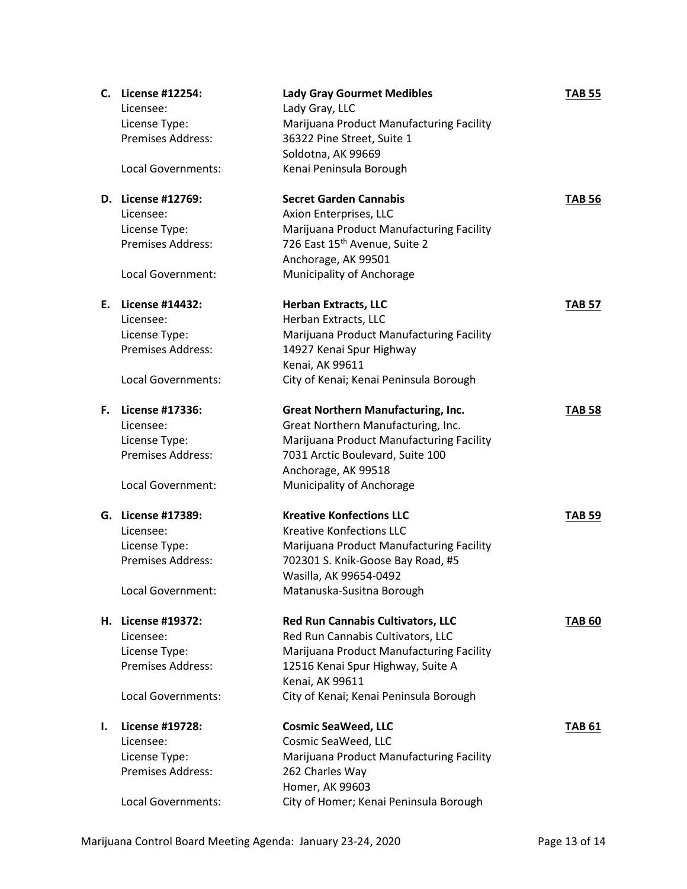**C. License #12254:** **Lady Gray Gourmet Medibles** **TAB 55**

Licensee: Lady Gray, LLC
License Type: Marijuana Product Manufacturing Facility
Premises Address: 36322 Pine Street, Suite 1
Soldotna, AK 99669
Local Governments: Kenai Peninsula Borough

**D. License #12769:** **Secret Garden Cannabis** **TAB 56**

Licensee: Axion Enterprises, LLC
License Type: Marijuana Product Manufacturing Facility
Premises Address: 726 East 15th Avenue, Suite 2
Anchorage, AK 99501
Local Government: Municipality of Anchorage

**E. License #14432:** **Herban Extracts, LLC** **TAB 57**

Licensee: Herban Extracts, LLC
License Type: Marijuana Product Manufacturing Facility
Premises Address: 14927 Kenai Spur Highway
Kenai, AK 99611
Local Governments: City of Kenai; Kenai Peninsula Borough

**F. License #17336:** **Great Northern Manufacturing, Inc.** **TAB 58**

Licensee: Great Northern Manufacturing, Inc.
License Type: Marijuana Product Manufacturing Facility
Premises Address: 7031 Arctic Boulevard, Suite 100
Anchorage, AK 99518
Local Government: Municipality of Anchorage

**G. License #17389:** **Kreative Konfections LLC** **TAB 59**

Licensee: Kreative Konfections LLC
License Type: Marijuana Product Manufacturing Facility
Premises Address: 702301 S. Knik-Goose Bay Road, #5
Wasilla, AK 99654-0492
Local Government: Matanuska-Susitna Borough

**H. License #19372:** **Red Run Cannabis Cultivators, LLC** **TAB 60**

Licensee: Red Run Cannabis Cultivators, LLC
License Type: Marijuana Product Manufacturing Facility
Premises Address: 12516 Kenai Spur Highway, Suite A
Kenai, AK 99611
Local Governments: City of Kenai; Kenai Peninsula Borough

**I. License #19728:** **Cosmic SeaWeed, LLC** **TAB 61**

Licensee: Cosmic SeaWeed, LLC
License Type: Marijuana Product Manufacturing Facility
Premises Address: 262 Charles Way
Homer, AK 99603
Local Governments: City of Homer; Kenai Peninsula Borough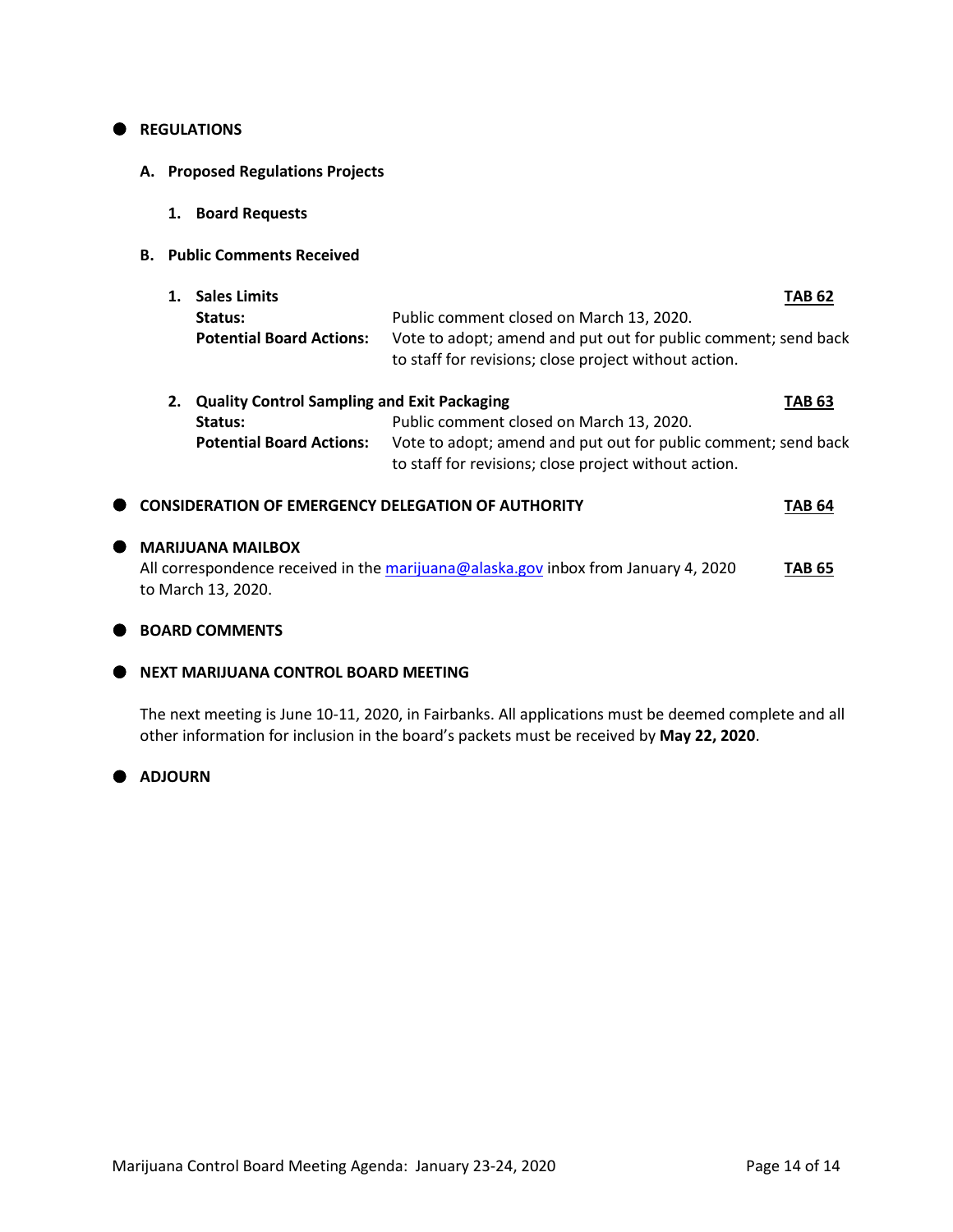- **REGULATIONS**

  **A. Proposed Regulations Projects**

  **1. Board Requests**

  **B. Public Comments Received**

  **1. Sales Limits** **TAB 62**

  **Status:** Public comment closed on March 13, 2020.

  **Potential Board Actions:** Vote to adopt; amend and put out for public comment; send back to staff for revisions; close project without action.

  **2. Quality Control Sampling and Exit Packaging** **TAB 63**

  **Status:** Public comment closed on March 13, 2020.

  **Potential Board Actions:** Vote to adopt; amend and put out for public comment; send back to staff for revisions; close project without action.

- **CONSIDERATION OF EMERGENCY DELEGATION OF AUTHORITY** **TAB 64**

- **MARIJUANA MAILBOX**

  All correspondence received in the marijuana@alaska.gov inbox from January 4, 2020 to March 13, 2020. **TAB 65**

- **BOARD COMMENTS**

- **NEXT MARIJUANA CONTROL BOARD MEETING**

  The next meeting is June 10-11, 2020, in Fairbanks. All applications must be deemed complete and all other information for inclusion in the board's packets must be received by **May 22, 2020**.

- **ADJOURN**